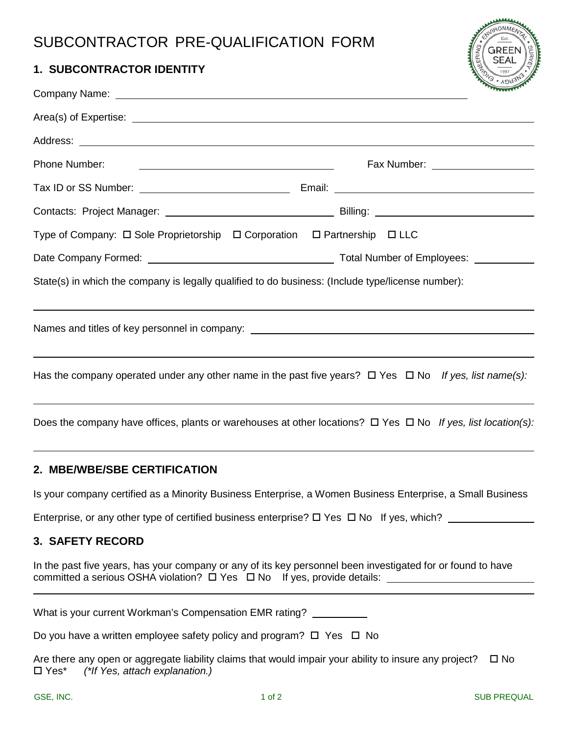# SUBCONTRACTOR PRE-QUALIFICATION FORM

## 1. SUBCONTRACTOR IDENTITY

Company Name: ______________________________

Area(s) of Expertise: ______________________________

Address: ______________________________

Phone Number: ______________________________ Fax Number: ______________

Tax ID or SS Number: ______________________ Email: ______________________

Contacts: Project Manager: ______________________ Billing: ______________________

Type of Company: ☐ Sole Proprietorship ☐ Corporation ☐ Partnership ☐ LLC

Date Company Formed: ______________________ Total Number of Employees: __________

State(s) in which the company is legally qualified to do business: (Include type/license number):

______________________________

Names and titles of key personnel in company: ______________________________

______________________________

Has the company operated under any other name in the past five years? ☐ Yes ☐ No *If yes, list name(s):*

______________________________

Does the company have offices, plants or warehouses at other locations? ☐ Yes ☐ No *If yes, list location(s):*

______________________________

## 2. MBE/WBE/SBE CERTIFICATION

Is your company certified as a Minority Business Enterprise, a Women Business Enterprise, a Small Business Enterprise, or any other type of certified business enterprise? ☐ Yes ☐ No If yes, which? ______________

## 3. SAFETY RECORD

In the past five years, has your company or any of its key personnel been investigated for or found to have committed a serious OSHA violation? ☐ Yes ☐ No If yes, provide details: ______________________

______________________________

What is your current Workman's Compensation EMR rating? __________

Do you have a written employee safety policy and program? ☐ Yes ☐ No

Are there any open or aggregate liability claims that would impair your ability to insure any project? ☐ No ☐ Yes* *(\*If Yes, attach explanation.)*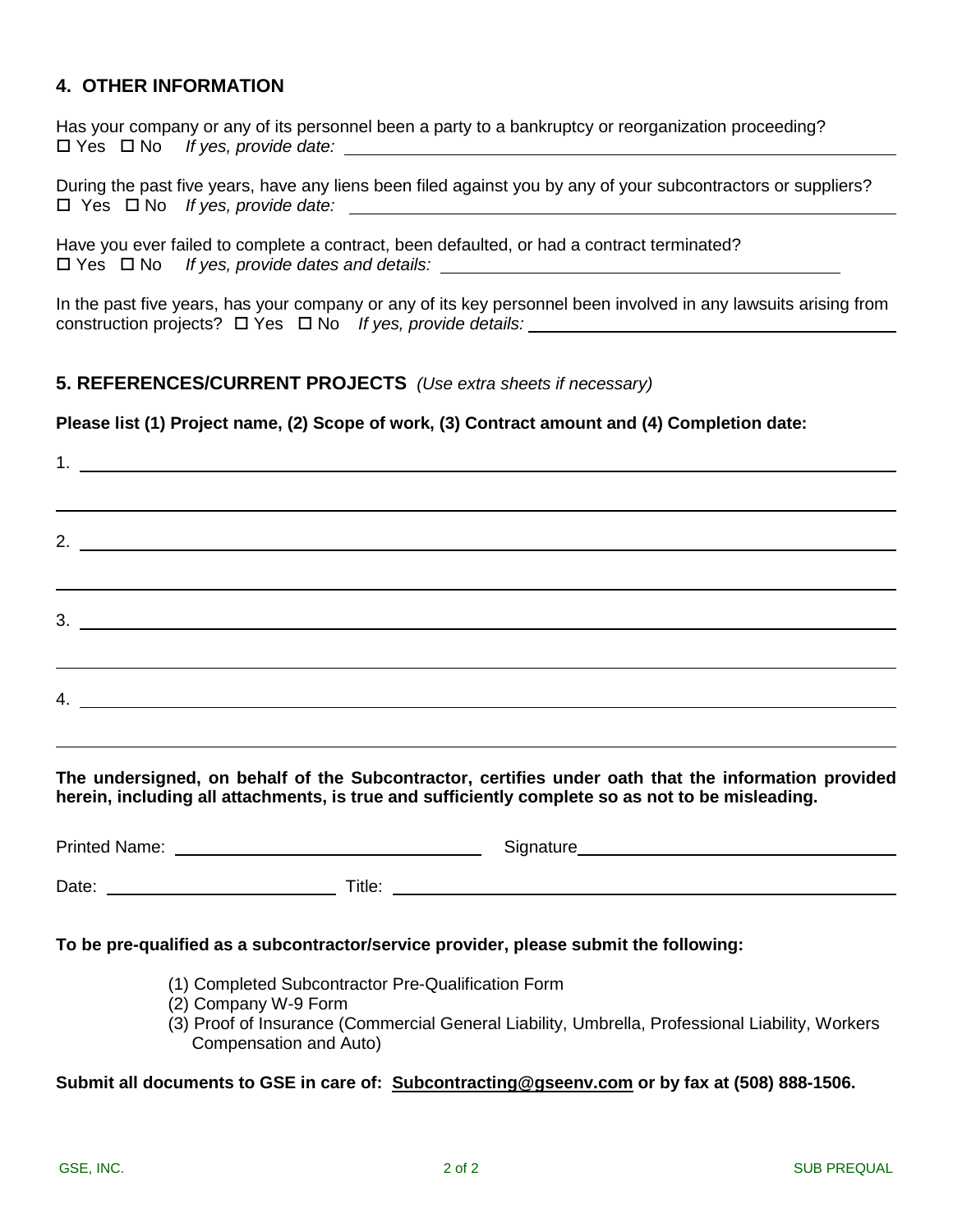## 4. OTHER INFORMATION

Has your company or any of its personnel been a party to a bankruptcy or reorganization proceeding?
☐ Yes ☐ No *If yes, provide date:* \_\_\_\_\_\_\_\_\_\_\_\_\_\_\_\_\_\_\_\_\_\_\_\_\_\_\_\_\_\_\_\_\_\_\_\_\_\_\_\_

During the past five years, have any liens been filed against you by any of your subcontractors or suppliers?
☐ Yes ☐ No *If yes, provide date:* \_\_\_\_\_\_\_\_\_\_\_\_\_\_\_\_\_\_\_\_\_\_\_\_\_\_\_\_\_\_\_\_\_\_\_\_\_\_\_\_

Have you ever failed to complete a contract, been defaulted, or had a contract terminated?
☐ Yes ☐ No *If yes, provide dates and details:* \_\_\_\_\_\_\_\_\_\_\_\_\_\_\_\_\_\_\_\_\_\_\_\_\_\_\_\_\_\_\_\_

In the past five years, has your company or any of its key personnel been involved in any lawsuits arising from construction projects? ☐ Yes ☐ No *If yes, provide details:* \_\_\_\_\_\_\_\_\_\_\_\_\_\_\_\_\_\_\_\_\_\_\_\_\_\_\_\_\_\_

## 5. REFERENCES/CURRENT PROJECTS *(Use extra sheets if necessary)*

**Please list (1) Project name, (2) Scope of work, (3) Contract amount and (4) Completion date:**

1. \_\_\_\_\_\_\_\_\_\_\_\_\_\_\_\_\_\_\_\_\_\_\_\_\_\_\_\_\_\_\_\_\_\_\_\_\_\_\_\_\_\_\_\_\_\_\_\_\_\_\_\_\_\_\_\_\_\_\_\_

2. \_\_\_\_\_\_\_\_\_\_\_\_\_\_\_\_\_\_\_\_\_\_\_\_\_\_\_\_\_\_\_\_\_\_\_\_\_\_\_\_\_\_\_\_\_\_\_\_\_\_\_\_\_\_\_\_\_\_\_\_

3. \_\_\_\_\_\_\_\_\_\_\_\_\_\_\_\_\_\_\_\_\_\_\_\_\_\_\_\_\_\_\_\_\_\_\_\_\_\_\_\_\_\_\_\_\_\_\_\_\_\_\_\_\_\_\_\_\_\_\_\_

4. \_\_\_\_\_\_\_\_\_\_\_\_\_\_\_\_\_\_\_\_\_\_\_\_\_\_\_\_\_\_\_\_\_\_\_\_\_\_\_\_\_\_\_\_\_\_\_\_\_\_\_\_\_\_\_\_\_\_\_\_

**The undersigned, on behalf of the Subcontractor, certifies under oath that the information provided herein, including all attachments, is true and sufficiently complete so as not to be misleading.**

Printed Name: \_\_\_\_\_\_\_\_\_\_\_\_\_\_\_\_\_\_\_\_\_\_\_\_ Signature\_\_\_\_\_\_\_\_\_\_\_\_\_\_\_\_\_\_\_\_\_\_\_\_

Date: \_\_\_\_\_\_\_\_\_\_\_\_\_\_\_\_\_\_ Title: \_\_\_\_\_\_\_\_\_\_\_\_\_\_\_\_\_\_\_\_\_\_\_\_\_\_\_\_\_\_\_\_\_\_

**To be pre-qualified as a subcontractor/service provider, please submit the following:**

(1) Completed Subcontractor Pre-Qualification Form
(2) Company W-9 Form
(3) Proof of Insurance (Commercial General Liability, Umbrella, Professional Liability, Workers Compensation and Auto)

**Submit all documents to GSE in care of: Subcontracting@gseenv.com or by fax at (508) 888-1506.**